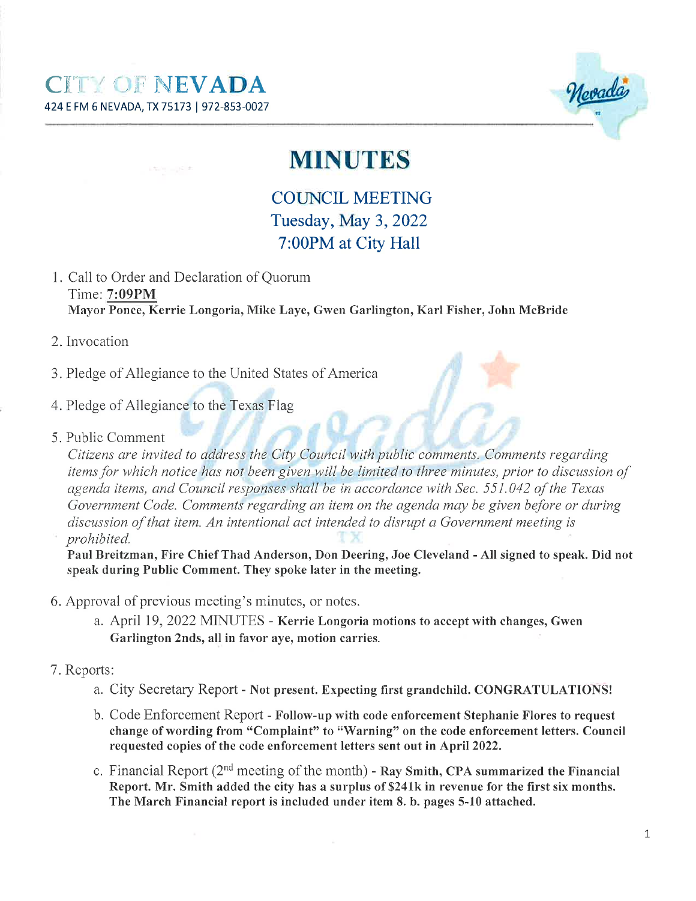# CITY OF NEVADA

424 E FM 6 NEVADA, TX 75173 | 972-853-0027

# MINUTES

## COUNCIL MEETING
## Tuesday, May 3, 2022
## 7:00PM at City Hall

1. Call to Order and Declaration of Quorum
   Time: **7:09PM**
   **Mayor Ponce, Kerrie Longoria, Mike Laye, Gwen Garlington, Karl Fisher, John McBride**

2. Invocation

3. Pledge of Allegiance to the United States of America

4. Pledge of Allegiance to the Texas Flag

5. Public Comment
   *Citizens are invited to address the City Council with public comments. Comments regarding items for which notice has not been given will be limited to three minutes, prior to discussion of agenda items, and Council responses shall be in accordance with Sec. 551.042 of the Texas Government Code. Comments regarding an item on the agenda may be given before or during discussion of that item. An intentional act intended to disrupt a Government meeting is prohibited.*
   **Paul Breitzman, Fire Chief Thad Anderson, Don Deering, Joe Cleveland - All signed to speak. Did not speak during Public Comment. They spoke later in the meeting.**

6. Approval of previous meeting's minutes, or notes.
   a. April 19, 2022 MINUTES - **Kerrie Longoria motions to accept with changes, Gwen Garlington 2nds, all in favor aye, motion carries.**

7. Reports:
   a. City Secretary Report - **Not present. Expecting first grandchild. CONGRATULATIONS!**
   b. Code Enforcement Report - **Follow-up with code enforcement Stephanie Flores to request change of wording from "Complaint" to "Warning" on the code enforcement letters. Council requested copies of the code enforcement letters sent out in April 2022.**
   c. Financial Report (2nd meeting of the month) - **Ray Smith, CPA summarized the Financial Report. Mr. Smith added the city has a surplus of $241k in revenue for the first six months. The March Financial report is included under item 8. b. pages 5-10 attached.**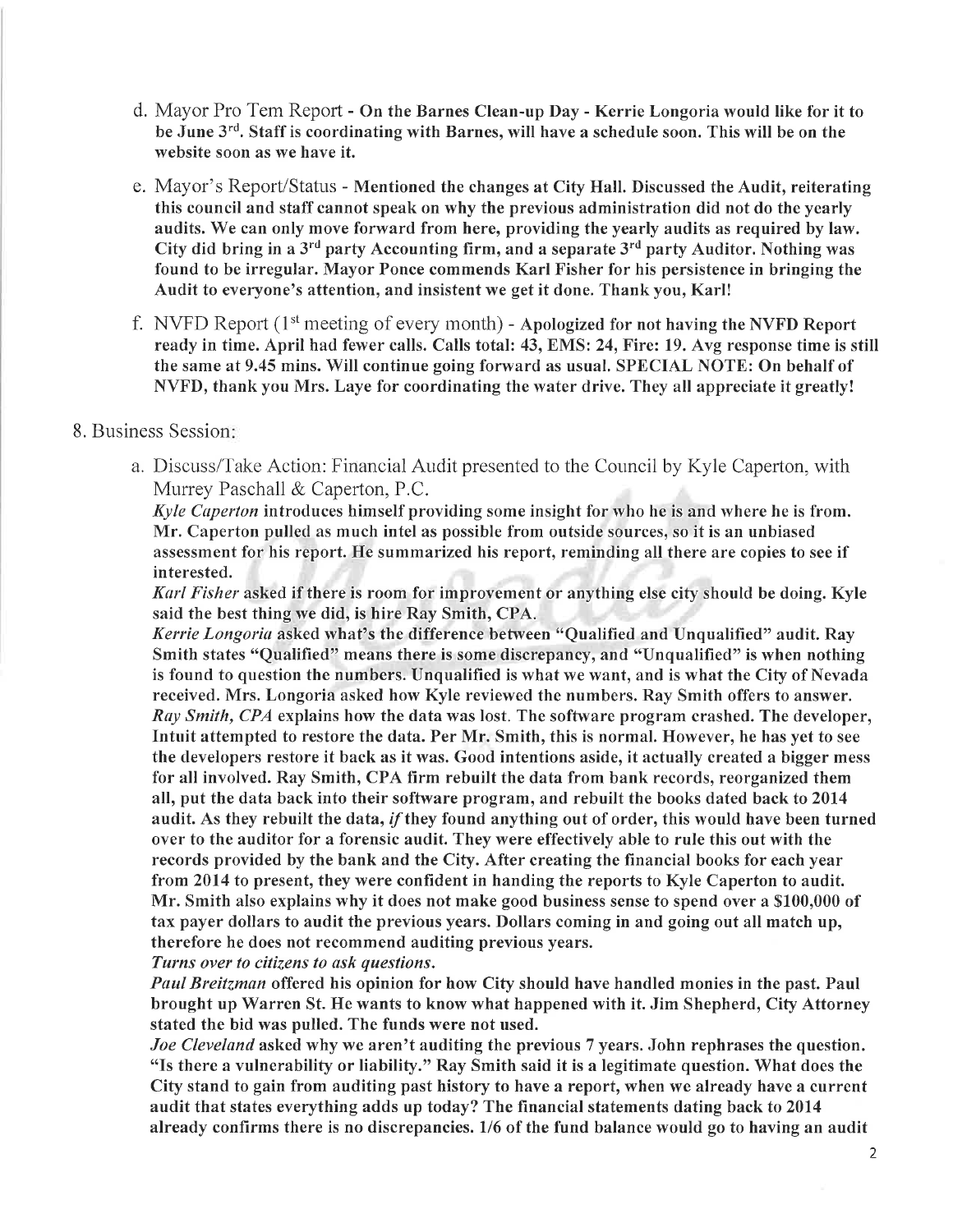d. Mayor Pro Tem Report - **On the Barnes Clean-up Day - Kerrie Longoria would like for it to be June 3rd. Staff is coordinating with Barnes, will have a schedule soon. This will be on the website soon as we have it.**

e. Mayor's Report/Status - **Mentioned the changes at City Hall. Discussed the Audit, reiterating this council and staff cannot speak on why the previous administration did not do the yearly audits. We can only move forward from here, providing the yearly audits as required by law. City did bring in a 3rd party Accounting firm, and a separate 3rd party Auditor. Nothing was found to be irregular. Mayor Ponce commends Karl Fisher for his persistence in bringing the Audit to everyone's attention, and insistent we get it done. Thank you, Karl!**

f. NVFD Report (1st meeting of every month) - **Apologized for not having the NVFD Report ready in time. April had fewer calls. Calls total: 43, EMS: 24, Fire: 19. Avg response time is still the same at 9.45 mins. Will continue going forward as usual. SPECIAL NOTE: On behalf of NVFD, thank you Mrs. Laye for coordinating the water drive. They all appreciate it greatly!**

8. Business Session:

a. Discuss/Take Action: Financial Audit presented to the Council by Kyle Caperton, with Murrey Paschall & Caperton, P.C.

***Kyle Caperton*** **introduces himself providing some insight for who he is and where he is from. Mr. Caperton pulled as much intel as possible from outside sources, so it is an unbiased assessment for his report. He summarized his report, reminding all there are copies to see if interested.**

***Karl Fisher*** **asked if there is room for improvement or anything else city should be doing. Kyle said the best thing we did, is hire Ray Smith, CPA.**

***Kerrie Longoria*** **asked what's the difference between "Qualified and Unqualified" audit. Ray Smith states "Qualified" means there is some discrepancy, and "Unqualified" is when nothing is found to question the numbers. Unqualified is what we want, and is what the City of Nevada received. Mrs. Longoria asked how Kyle reviewed the numbers. Ray Smith offers to answer.**

***Ray Smith, CPA*** **explains how the data was lost. The software program crashed. The developer, Intuit attempted to restore the data. Per Mr. Smith, this is normal. However, he has yet to see the developers restore it back as it was. Good intentions aside, it actually created a bigger mess for all involved. Ray Smith, CPA firm rebuilt the data from bank records, reorganized them all, put the data back into their software program, and rebuilt the books dated back to 2014 audit. As they rebuilt the data, *if* they found anything out of order, this would have been turned over to the auditor for a forensic audit. They were effectively able to rule this out with the records provided by the bank and the City. After creating the financial books for each year from 2014 to present, they were confident in handing the reports to Kyle Caperton to audit. Mr. Smith also explains why it does not make good business sense to spend over a $100,000 of tax payer dollars to audit the previous years. Dollars coming in and going out all match up, therefore he does not recommend auditing previous years.**

***Turns over to citizens to ask questions.***

***Paul Breitzman*** **offered his opinion for how City should have handled monies in the past. Paul brought up Warren St. He wants to know what happened with it. Jim Shepherd, City Attorney stated the bid was pulled. The funds were not used.**

***Joe Cleveland*** **asked why we aren't auditing the previous 7 years. John rephrases the question. "Is there a vulnerability or liability." Ray Smith said it is a legitimate question. What does the City stand to gain from auditing past history to have a report, when we already have a current audit that states everything adds up today? The financial statements dating back to 2014 already confirms there is no discrepancies. 1/6 of the fund balance would go to having an audit**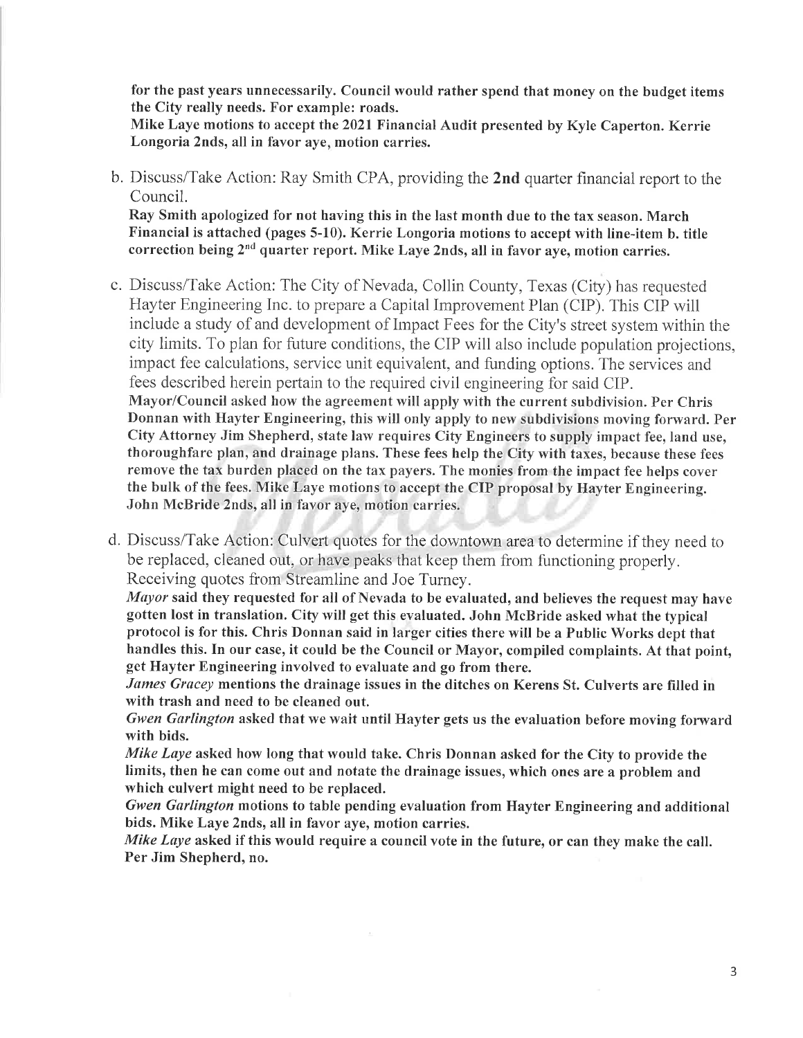**for the past years unnecessarily. Council would rather spend that money on the budget items the City really needs. For example: roads.**
**Mike Laye motions to accept the 2021 Financial Audit presented by Kyle Caperton. Kerrie Longoria 2nds, all in favor aye, motion carries.**

b. Discuss/Take Action: Ray Smith CPA, providing the **2nd** quarter financial report to the Council.
**Ray Smith apologized for not having this in the last month due to the tax season. March Financial is attached (pages 5-10). Kerrie Longoria motions to accept with line-item b. title correction being 2nd quarter report. Mike Laye 2nds, all in favor aye, motion carries.**

c. Discuss/Take Action: The City of Nevada, Collin County, Texas (City) has requested Hayter Engineering Inc. to prepare a Capital Improvement Plan (CIP). This CIP will include a study of and development of Impact Fees for the City's street system within the city limits. To plan for future conditions, the CIP will also include population projections, impact fee calculations, service unit equivalent, and funding options. The services and fees described herein pertain to the required civil engineering for said CIP.
**Mayor/Council asked how the agreement will apply with the current subdivision. Per Chris Donnan with Hayter Engineering, this will only apply to new subdivisions moving forward. Per City Attorney Jim Shepherd, state law requires City Engineers to supply impact fee, land use, thoroughfare plan, and drainage plans. These fees help the City with taxes, because these fees remove the tax burden placed on the tax payers. The monies from the impact fee helps cover the bulk of the fees. Mike Laye motions to accept the CIP proposal by Hayter Engineering. John McBride 2nds, all in favor aye, motion carries.**

d. Discuss/Take Action: Culvert quotes for the downtown area to determine if they need to be replaced, cleaned out, or have peaks that keep them from functioning properly. Receiving quotes from Streamline and Joe Turney.
***Mayor* said they requested for all of Nevada to be evaluated, and believes the request may have gotten lost in translation. City will get this evaluated. John McBride asked what the typical protocol is for this. Chris Donnan said in larger cities there will be a Public Works dept that handles this. In our case, it could be the Council or Mayor, compiled complaints. At that point, get Hayter Engineering involved to evaluate and go from there.**
***James Gracey* mentions the drainage issues in the ditches on Kerens St. Culverts are filled in with trash and need to be cleaned out.**
***Gwen Garlington* asked that we wait until Hayter gets us the evaluation before moving forward with bids.**
***Mike Laye* asked how long that would take. Chris Donnan asked for the City to provide the limits, then he can come out and notate the drainage issues, which ones are a problem and which culvert might need to be replaced.**
***Gwen Garlington* motions to table pending evaluation from Hayter Engineering and additional bids. Mike Laye 2nds, all in favor aye, motion carries.**
***Mike Laye* asked if this would require a council vote in the future, or can they make the call. Per Jim Shepherd, no.**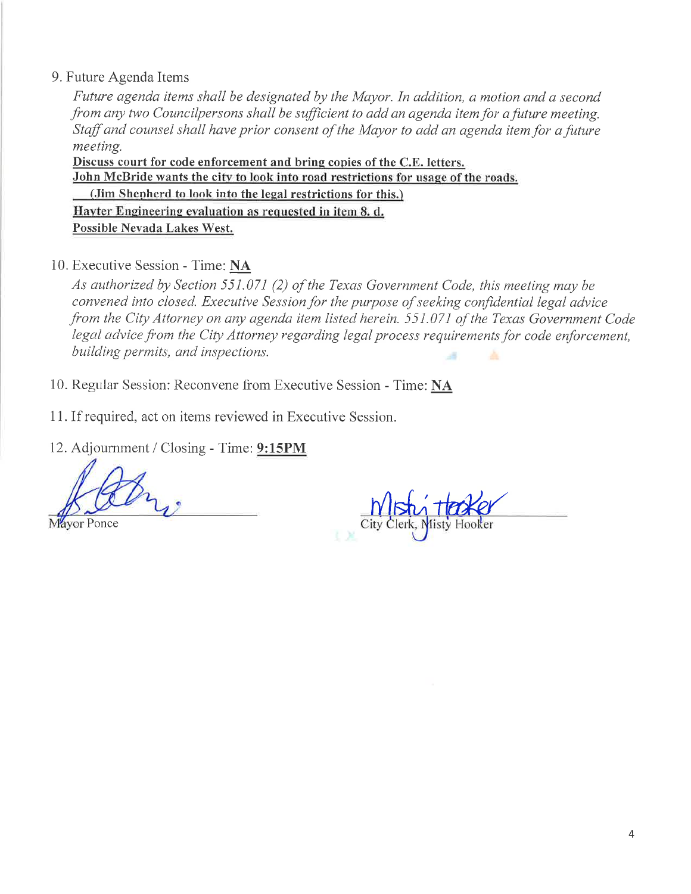9. Future Agenda Items

*Future agenda items shall be designated by the Mayor. In addition, a motion and a second from any two Councilpersons shall be sufficient to add an agenda item for a future meeting. Staff and counsel shall have prior consent of the Mayor to add an agenda item for a future meeting.*

**Discuss court for code enforcement and bring copies of the C.E. letters.**
**John McBride wants the city to look into road restrictions for usage of the roads.**
**(Jim Shepherd to look into the legal restrictions for this.)**
**Hayter Engineering evaluation as requested in item 8. d.**
**Possible Nevada Lakes West.**

10. Executive Session - Time: **NA**

*As authorized by Section 551.071 (2) of the Texas Government Code, this meeting may be convened into closed. Executive Session for the purpose of seeking confidential legal advice from the City Attorney on any agenda item listed herein. 551.071 of the Texas Government Code legal advice from the City Attorney regarding legal process requirements for code enforcement, building permits, and inspections.*

10. Regular Session: Reconvene from Executive Session - Time: **NA**

11. If required, act on items reviewed in Executive Session.

12. Adjournment / Closing - Time: **9:15PM**

Mayor Ponce

City Clerk, Misty Hooker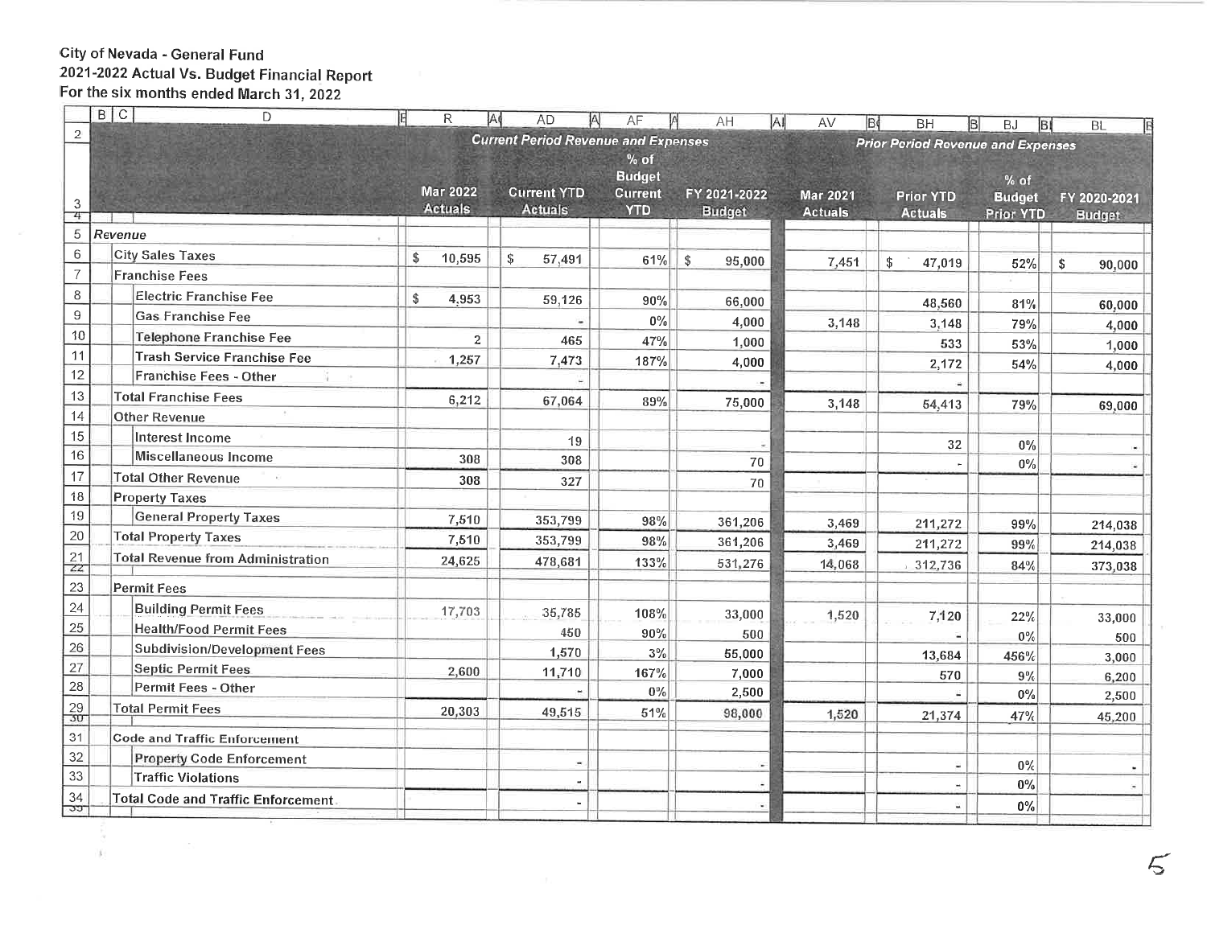City of Nevada - General Fund
2021-2022 Actual Vs. Budget Financial Report
For the six months ended March 31, 2022

| | Current Period Revenue and Expenses | | | | Prior Period Revenue and Expenses | | | |
|---|---|---|---|---|---|---|---|---|
| | Mar 2022 Actuals | Current YTD Actuals | % of Budget Current YTD | FY 2021-2022 Budget | Mar 2021 Actuals | Prior YTD Actuals | % of Budget Prior YTD | FY 2020-2021 Budget |
| *Revenue* | | | | | | | | |
| City Sales Taxes | $ 10,595 | $ 57,491 | 61% | $ 95,000 | 7,451 | $ 47,019 | 52% | $ 90,000 |
| Franchise Fees | | | | | | | | |
| Electric Franchise Fee | $ 4,953 | 59,126 | 90% | 66,000 | | 48,560 | 81% | 60,000 |
| Gas Franchise Fee | | - | 0% | 4,000 | 3,148 | 3,148 | 79% | 4,000 |
| Telephone Franchise Fee | 2 | 465 | 47% | 1,000 | | 533 | 53% | 1,000 |
| Trash Service Franchise Fee | 1,257 | 7,473 | 187% | 4,000 | | 2,172 | 54% | 4,000 |
| Franchise Fees - Other | | - | | - | | - | | |
| Total Franchise Fees | 6,212 | 67,064 | 89% | 75,000 | 3,148 | 54,413 | 79% | 69,000 |
| Other Revenue | | | | | | | | |
| Interest Income | | 19 | | - | | 32 | 0% | - |
| Miscellaneous Income | 308 | 308 | | 70 | | - | 0% | - |
| Total Other Revenue | 308 | 327 | | 70 | | | | |
| Property Taxes | | | | | | | | |
| General Property Taxes | 7,510 | 353,799 | 98% | 361,206 | 3,469 | 211,272 | 99% | 214,038 |
| Total Property Taxes | 7,510 | 353,799 | 98% | 361,206 | 3,469 | 211,272 | 99% | 214,038 |
| Total Revenue from Administration | 24,625 | 478,681 | 133% | 531,276 | 14,068 | 312,736 | 84% | 373,038 |
| Permit Fees | | | | | | | | |
| Building Permit Fees | 17,703 | 35,785 | 108% | 33,000 | 1,520 | 7,120 | 22% | 33,000 |
| Health/Food Permit Fees | | 450 | 90% | 500 | | - | 0% | 500 |
| Subdivision/Development Fees | | 1,570 | 3% | 55,000 | | 13,684 | 456% | 3,000 |
| Septic Permit Fees | 2,600 | 11,710 | 167% | 7,000 | | 570 | 9% | 6,200 |
| Permit Fees - Other | | - | 0% | 2,500 | | - | 0% | 2,500 |
| Total Permit Fees | 20,303 | 49,515 | 51% | 98,000 | 1,520 | 21,374 | 47% | 45,200 |
| Code and Traffic Enforcement | | | | | | | | |
| Property Code Enforcement | | - | | - | | - | 0% | - |
| Traffic Violations | | - | | - | | - | 0% | - |
| Total Code and Traffic Enforcement | | - | | - | | - | 0% | |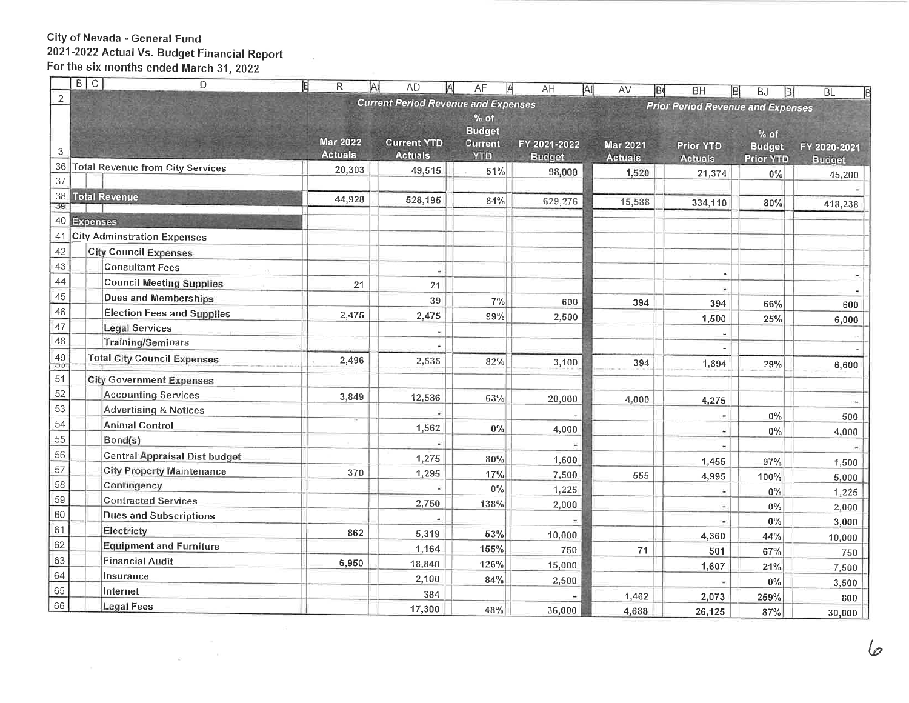City of Nevada - General Fund
2021-2022 Actual Vs. Budget Financial Report
For the six months ended March 31, 2022

| | Current Period Revenue and Expenses | | | | Prior Period Revenue and Expenses | | | |
|---|---|---|---|---|---|---|---|---|
| | Mar 2022 Actuals | Current YTD Actuals | % of Budget Current YTD | FY 2021-2022 Budget | Mar 2021 Actuals | Prior YTD Actuals | % of Budget Prior YTD | FY 2020-2021 Budget |
| Total Revenue from City Services | 20,303 | 49,515 | 51% | 98,000 | 1,520 | 21,374 | 0% | 45,200 |
| | | | | | | | | - |
| **Total Revenue** | 44,928 | 528,195 | 84% | 629,276 | 15,588 | 334,110 | 80% | 418,238 |
| **Expenses** | | | | | | | | |
| City Adminstration Expenses | | | | | | | | |
| City Council Expenses | | | | | | | | |
| Consultant Fees | | - | | | | - | | - |
| Council Meeting Supplies | 21 | 21 | | | | - | | - |
| Dues and Memberships | | 39 | 7% | 600 | 394 | 394 | 66% | 600 |
| Election Fees and Supplies | 2,475 | 2,475 | 99% | 2,500 | | 1,500 | 25% | 6,000 |
| Legal Services | | - | | | | - | | - |
| Training/Seminars | | - | | | | - | | - |
| Total City Council Expenses | 2,496 | 2,535 | 82% | 3,100 | 394 | 1,894 | 29% | 6,600 |
| City Government Expenses | | | | | | | | |
| Accounting Services | 3,849 | 12,586 | 63% | 20,000 | 4,000 | 4,275 | | - |
| Advertising & Notices | | - | | - | | - | 0% | 500 |
| Animal Control | | 1,562 | 0% | 4,000 | | - | 0% | 4,000 |
| Bond(s) | | - | | - | | - | | - |
| Central Appraisal Dist budget | | 1,275 | 80% | 1,600 | | 1,455 | 97% | 1,500 |
| City Property Maintenance | 370 | 1,295 | 17% | 7,500 | 555 | 4,995 | 100% | 5,000 |
| Contingency | | - | 0% | 1,225 | | - | 0% | 1,225 |
| Contracted Services | | 2,750 | 138% | 2,000 | | - | 0% | 2,000 |
| Dues and Subscriptions | | - | | - | | - | 0% | 3,000 |
| Electricty | 862 | 5,319 | 53% | 10,000 | | 4,360 | 44% | 10,000 |
| Equipment and Furniture | | 1,164 | 155% | 750 | 71 | 501 | 67% | 750 |
| Financial Audit | 6,950 | 18,840 | 126% | 15,000 | | 1,607 | 21% | 7,500 |
| Insurance | | 2,100 | 84% | 2,500 | | - | 0% | 3,500 |
| Internet | | 384 | | - | 1,462 | 2,073 | 259% | 800 |
| Legal Fees | | 17,300 | 48% | 36,000 | 4,688 | 26,125 | 87% | 30,000 |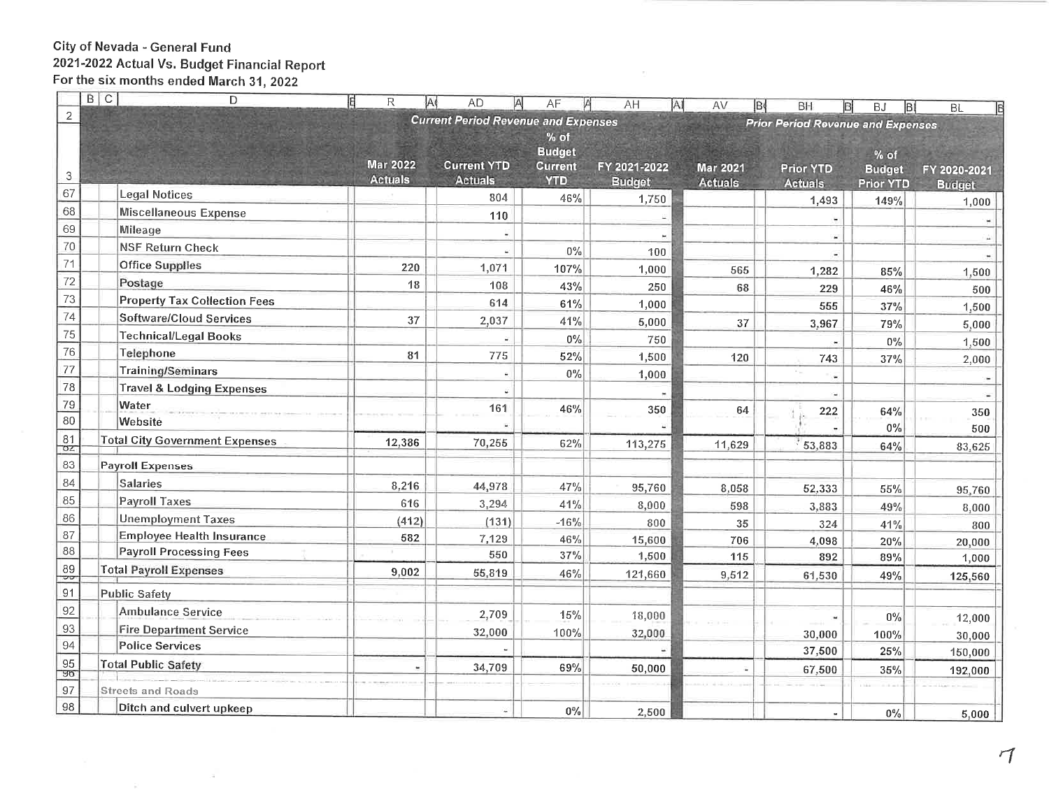City of Nevada - General Fund
2021-2022 Actual Vs. Budget Financial Report
For the six months ended March 31, 2022

| | Current Period Revenue and Expenses | | | | Prior Period Revenue and Expenses | | | |
|---|---|---|---|---|---|---|---|---|
| | Mar 2022 Actuals | Current YTD Actuals | % of Budget Current YTD | FY 2021-2022 Budget | Mar 2021 Actuals | Prior YTD Actuals | % of Budget Prior YTD | FY 2020-2021 Budget |
| Legal Notices | | 804 | 46% | 1,750 | | 1,493 | 149% | 1,000 |
| Miscellaneous Expense | | 110 | | - | | - | | - |
| Mileage | | - | | - | | - | | - |
| NSF Return Check | | - | 0% | 100 | | - | | - |
| Office Supplies | 220 | 1,071 | 107% | 1,000 | 565 | 1,282 | 85% | 1,500 |
| Postage | 18 | 108 | 43% | 250 | 68 | 229 | 46% | 500 |
| Property Tax Collection Fees | | 614 | 61% | 1,000 | | 555 | 37% | 1,500 |
| Software/Cloud Services | 37 | 2,037 | 41% | 5,000 | 37 | 3,967 | 79% | 5,000 |
| Technical/Legal Books | | - | 0% | 750 | | - | 0% | 1,500 |
| Telephone | 81 | 775 | 52% | 1,500 | 120 | 743 | 37% | 2,000 |
| Training/Seminars | | - | 0% | 1,000 | | - | | - |
| Travel & Lodging Expenses | | - | | - | | - | | - |
| Water | | 161 | 46% | 350 | 64 | 222 | 64% | 350 |
| Website | | - | | - | | - | 0% | 500 |
| **Total City Government Expenses** | 12,386 | 70,255 | 62% | 113,275 | 11,629 | 53,883 | 64% | 83,625 |
| **Payroll Expenses** | | | | | | | | |
| Salaries | 8,216 | 44,978 | 47% | 95,760 | 8,058 | 52,333 | 55% | 95,760 |
| Payroll Taxes | 616 | 3,294 | 41% | 8,000 | 598 | 3,883 | 49% | 8,000 |
| Unemployment Taxes | (412) | (131) | -16% | 800 | 35 | 324 | 41% | 800 |
| Employee Health Insurance | 582 | 7,129 | 46% | 15,600 | 706 | 4,098 | 20% | 20,000 |
| Payroll Processing Fees | | 550 | 37% | 1,500 | 115 | 892 | 89% | 1,000 |
| **Total Payroll Expenses** | 9,002 | 55,819 | 46% | 121,660 | 9,512 | 61,530 | 49% | 125,560 |
| **Public Safety** | | | | | | | | |
| Ambulance Service | | 2,709 | 15% | 18,000 | | - | 0% | 12,000 |
| Fire Department Service | | 32,000 | 100% | 32,000 | | 30,000 | 100% | 30,000 |
| Police Services | | - | | - | | 37,500 | 25% | 150,000 |
| **Total Public Safety** | - | 34,709 | 69% | 50,000 | - | 67,500 | 35% | 192,000 |
| **Streets and Roads** | | | | | | | | |
| Ditch and culvert upkeep | | - | 0% | 2,500 | | - | 0% | 5,000 |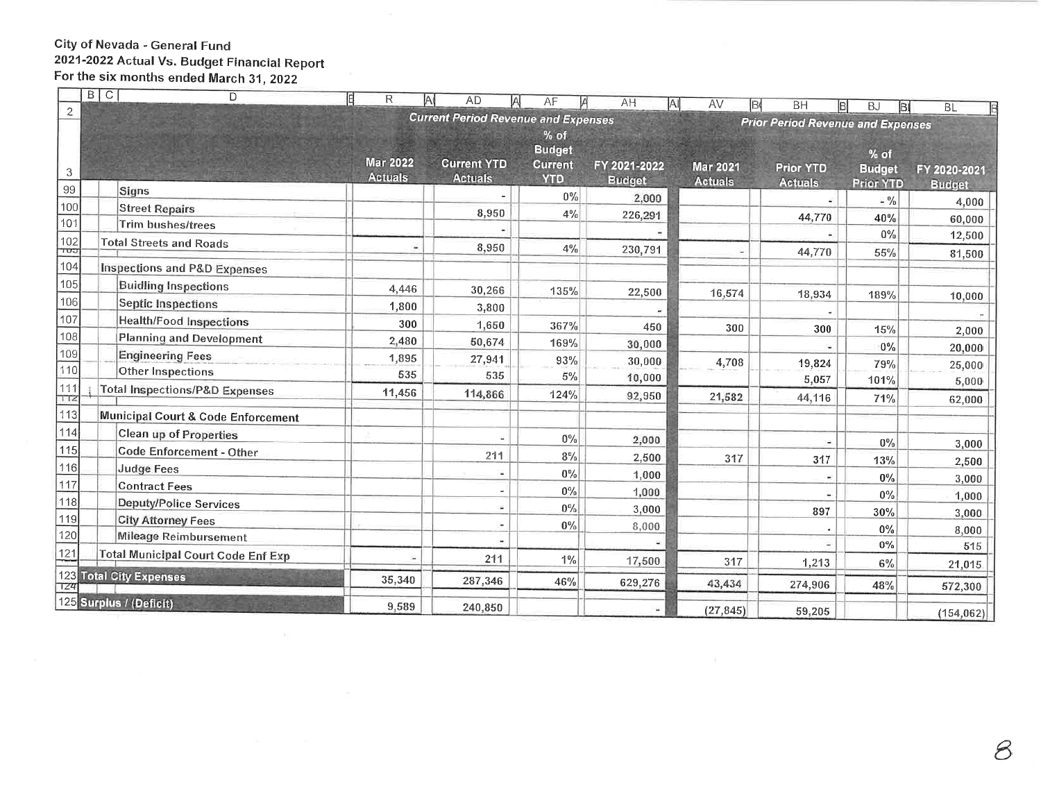City of Nevada - General Fund
2021-2022 Actual Vs. Budget Financial Report
For the six months ended March 31, 2022

| | Current Period Revenue and Expenses | | | | Prior Period Revenue and Expenses | | | |
|---|---|---|---|---|---|---|---|---|
| | Mar 2022 Actuals | Current YTD Actuals | % of Budget Current YTD | FY 2021-2022 Budget | Mar 2021 Actuals | Prior YTD Actuals | % of Budget Prior YTD | FY 2020-2021 Budget |
| Signs | | - | 0% | 2,000 | | - | - % | 4,000 |
| Street Repairs | | 8,950 | 4% | 226,291 | | 44,770 | 40% | 60,000 |
| Trim bushes/trees | | - | | - | | - | 0% | 12,500 |
| Total Streets and Roads | - | 8,950 | 4% | 230,791 | - | 44,770 | 55% | 81,500 |
| Inspections and P&D Expenses | | | | | | | | |
| Buidling Inspections | 4,446 | 30,266 | 135% | 22,500 | 16,574 | 18,934 | 189% | 10,000 |
| Septic Inspections | 1,800 | 3,800 | | - | | - | | - |
| Health/Food Inspections | 300 | 1,650 | 367% | 450 | 300 | 300 | 15% | 2,000 |
| Planning and Development | 2,480 | 50,674 | 169% | 30,000 | | - | 0% | 20,000 |
| Engineering Fees | 1,895 | 27,941 | 93% | 30,000 | 4,708 | 19,824 | 79% | 25,000 |
| Other Inspections | 535 | 535 | 5% | 10,000 | | 5,057 | 101% | 5,000 |
| Total Inspections/P&D Expenses | 11,456 | 114,866 | 124% | 92,950 | 21,582 | 44,116 | 71% | 62,000 |
| Municipal Court & Code Enforcement | | | | | | | | |
| Clean up of Properties | | - | 0% | 2,000 | | - | 0% | 3,000 |
| Code Enforcement - Other | | 211 | 8% | 2,500 | 317 | 317 | 13% | 2,500 |
| Judge Fees | | - | 0% | 1,000 | | - | 0% | 3,000 |
| Contract Fees | | - | 0% | 1,000 | | - | 0% | 1,000 |
| Deputy/Police Services | | - | 0% | 3,000 | | 897 | 30% | 3,000 |
| City Attorney Fees | | - | 0% | 8,000 | | - | 0% | 8,000 |
| Mileage Reimbursement | | - | | - | | - | 0% | 515 |
| Total Municipal Court Code Enf Exp | - | 211 | 1% | 17,500 | 317 | 1,213 | 6% | 21,015 |
| **Total City Expenses** | 35,340 | 287,346 | 46% | 629,276 | 43,434 | 274,906 | 48% | 572,300 |
| **Surplus / (Deficit)** | 9,589 | 240,850 | | - | (27,845) | 59,205 | | (154,062) |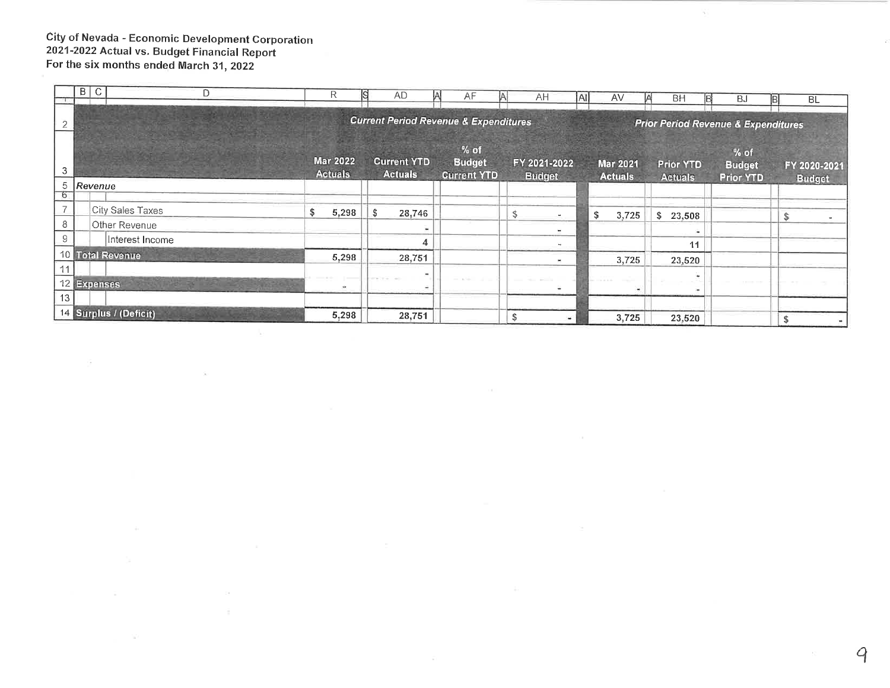**City of Nevada - Economic Development Corporation**
**2021-2022 Actual vs. Budget Financial Report**
**For the six months ended March 31, 2022**

| | Current Period Revenue & Expenditures | | | | Prior Period Revenue & Expenditures | | | |
|---|---|---|---|---|---|---|---|---|
| | Mar 2022 Actuals | Current YTD Actuals | % of Budget Current YTD | FY 2021-2022 Budget | Mar 2021 Actuals | Prior YTD Actuals | % of Budget Prior YTD | FY 2020-2021 Budget |
| *Revenue* | | | | | | | | |
| City Sales Taxes | $ 5,298 | $ 28,746 | | $ - | $ 3,725 | $ 23,508 | | $ - |
| Other Revenue | | - | | - | | - | | |
| Interest Income | | 4 | | - | | 11 | | |
| **Total Revenue** | 5,298 | 28,751 | | - | 3,725 | 23,520 | | |
| | | - | | | | - | | |
| **Expenses** | - | - | | - | - | - | | |
| | | | | | | | | |
| **Surplus / (Deficit)** | 5,298 | 28,751 | | $ - | 3,725 | 23,520 | | $ - |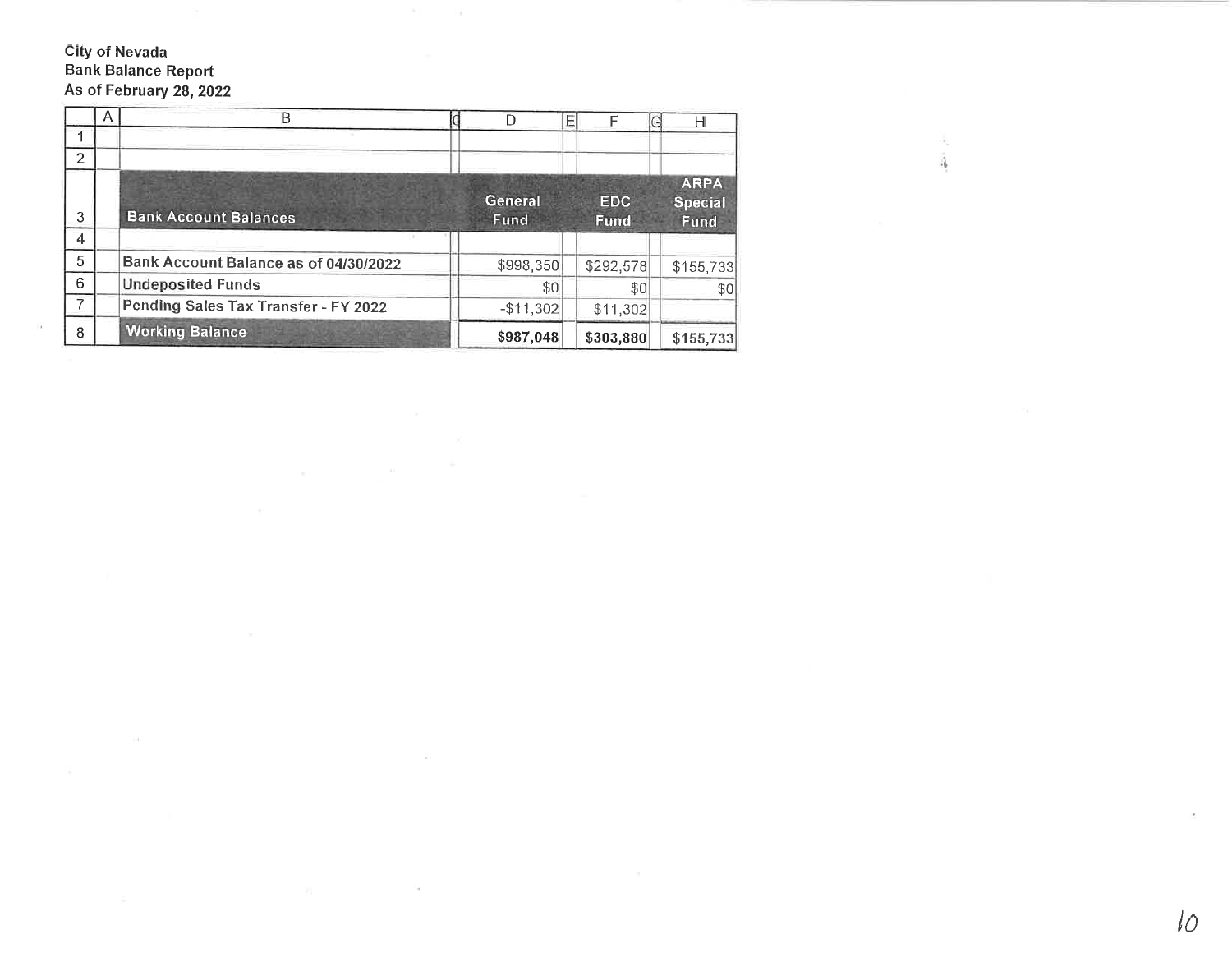**City of Nevada**
**Bank Balance Report**
**As of February 28, 2022**

| Bank Account Balances | General Fund | EDC Fund | ARPA Special Fund |
|---|---|---|---|
| Bank Account Balance as of 04/30/2022 | $998,350 | $292,578 | $155,733 |
| Undeposited Funds | $0 | $0 | $0 |
| Pending Sales Tax Transfer - FY 2022 | -$11,302 | $11,302 | |
| **Working Balance** | **$987,048** | **$303,880** | **$155,733** |